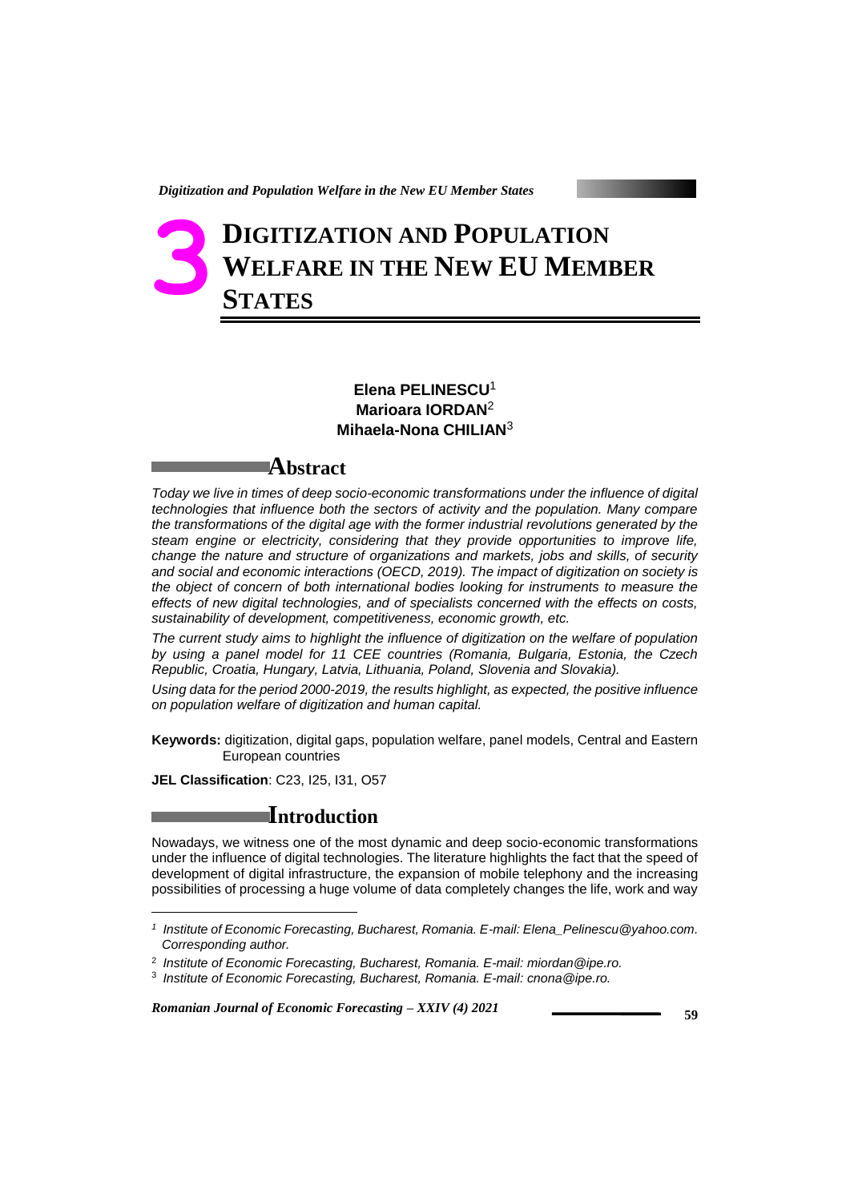# 3 DIGITIZATION AND POPULATION WELFARE IN THE NEW EU MEMBER STATES

**Elena PELINESCU**[1]
**Marioara IORDAN**[2]
**Mihaela-Nona CHILIAN**[3]

## Abstract

*Today we live in times of deep socio-economic transformations under the influence of digital technologies that influence both the sectors of activity and the population. Many compare the transformations of the digital age with the former industrial revolutions generated by the steam engine or electricity, considering that they provide opportunities to improve life, change the nature and structure of organizations and markets, jobs and skills, of security and social and economic interactions (OECD, 2019). The impact of digitization on society is the object of concern of both international bodies looking for instruments to measure the effects of new digital technologies, and of specialists concerned with the effects on costs, sustainability of development, competitiveness, economic growth, etc.*

*The current study aims to highlight the influence of digitization on the welfare of population by using a panel model for 11 CEE countries (Romania, Bulgaria, Estonia, the Czech Republic, Croatia, Hungary, Latvia, Lithuania, Poland, Slovenia and Slovakia).*

*Using data for the period 2000-2019, the results highlight, as expected, the positive influence on population welfare of digitization and human capital.*

**Keywords:** digitization, digital gaps, population welfare, panel models, Central and Eastern European countries

**JEL Classification**: C23, I25, I31, O57

## Introduction

Nowadays, we witness one of the most dynamic and deep socio-economic transformations under the influence of digital technologies. The literature highlights the fact that the speed of development of digital infrastructure, the expansion of mobile telephony and the increasing possibilities of processing a huge volume of data completely changes the life, work and way

---

[1] *Institute of Economic Forecasting, Bucharest, Romania. E-mail: Elena_Pelinescu@yahoo.com. Corresponding author.*

[2] *Institute of Economic Forecasting, Bucharest, Romania. E-mail: miordan@ipe.ro.*

[3] *Institute of Economic Forecasting, Bucharest, Romania. E-mail: cnona@ipe.ro.*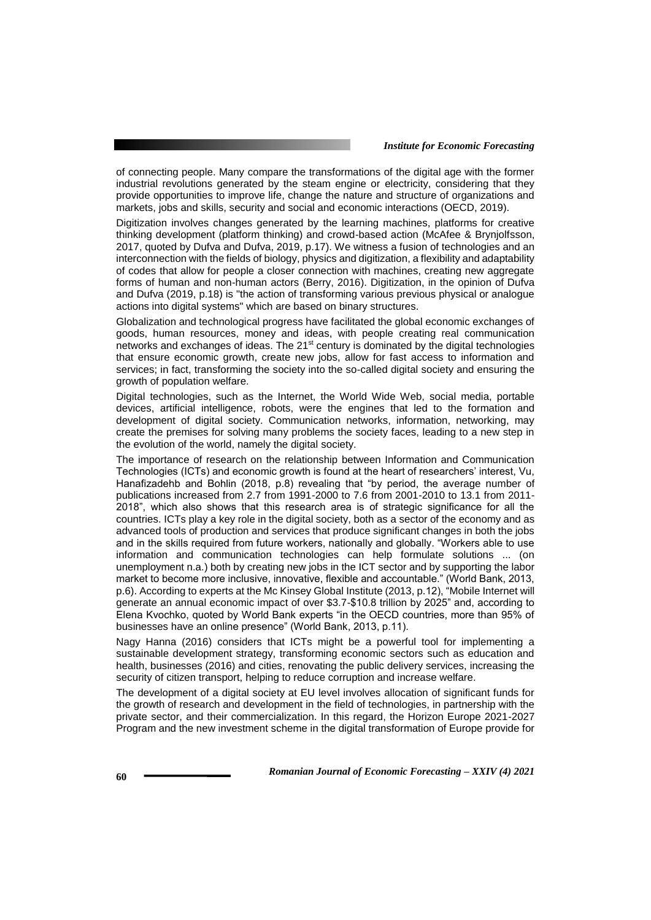of connecting people. Many compare the transformations of the digital age with the former industrial revolutions generated by the steam engine or electricity, considering that they provide opportunities to improve life, change the nature and structure of organizations and markets, jobs and skills, security and social and economic interactions (OECD, 2019).

Digitization involves changes generated by the learning machines, platforms for creative thinking development (platform thinking) and crowd-based action (McAfee & Brynjolfsson, 2017, quoted by Dufva and Dufva, 2019, p.17). We witness a fusion of technologies and an interconnection with the fields of biology, physics and digitization, a flexibility and adaptability of codes that allow for people a closer connection with machines, creating new aggregate forms of human and non-human actors (Berry, 2016). Digitization, in the opinion of Dufva and Dufva (2019, p.18) is "the action of transforming various previous physical or analogue actions into digital systems" which are based on binary structures.

Globalization and technological progress have facilitated the global economic exchanges of goods, human resources, money and ideas, with people creating real communication networks and exchanges of ideas. The 21st century is dominated by the digital technologies that ensure economic growth, create new jobs, allow for fast access to information and services; in fact, transforming the society into the so-called digital society and ensuring the growth of population welfare.

Digital technologies, such as the Internet, the World Wide Web, social media, portable devices, artificial intelligence, robots, were the engines that led to the formation and development of digital society. Communication networks, information, networking, may create the premises for solving many problems the society faces, leading to a new step in the evolution of the world, namely the digital society.

The importance of research on the relationship between Information and Communication Technologies (ICTs) and economic growth is found at the heart of researchers' interest, Vu, Hanafizadehb and Bohlin (2018, p.8) revealing that "by period, the average number of publications increased from 2.7 from 1991-2000 to 7.6 from 2001-2010 to 13.1 from 2011-2018", which also shows that this research area is of strategic significance for all the countries. ICTs play a key role in the digital society, both as a sector of the economy and as advanced tools of production and services that produce significant changes in both the jobs and in the skills required from future workers, nationally and globally. "Workers able to use information and communication technologies can help formulate solutions ... (on unemployment n.a.) both by creating new jobs in the ICT sector and by supporting the labor market to become more inclusive, innovative, flexible and accountable." (World Bank, 2013, p.6). According to experts at the Mc Kinsey Global Institute (2013, p.12), "Mobile Internet will generate an annual economic impact of over $3.7-$10.8 trillion by 2025" and, according to Elena Kvochko, quoted by World Bank experts "in the OECD countries, more than 95% of businesses have an online presence" (World Bank, 2013, p.11).

Nagy Hanna (2016) considers that ICTs might be a powerful tool for implementing a sustainable development strategy, transforming economic sectors such as education and health, businesses (2016) and cities, renovating the public delivery services, increasing the security of citizen transport, helping to reduce corruption and increase welfare.

The development of a digital society at EU level involves allocation of significant funds for the growth of research and development in the field of technologies, in partnership with the private sector, and their commercialization. In this regard, the Horizon Europe 2021-2027 Program and the new investment scheme in the digital transformation of Europe provide for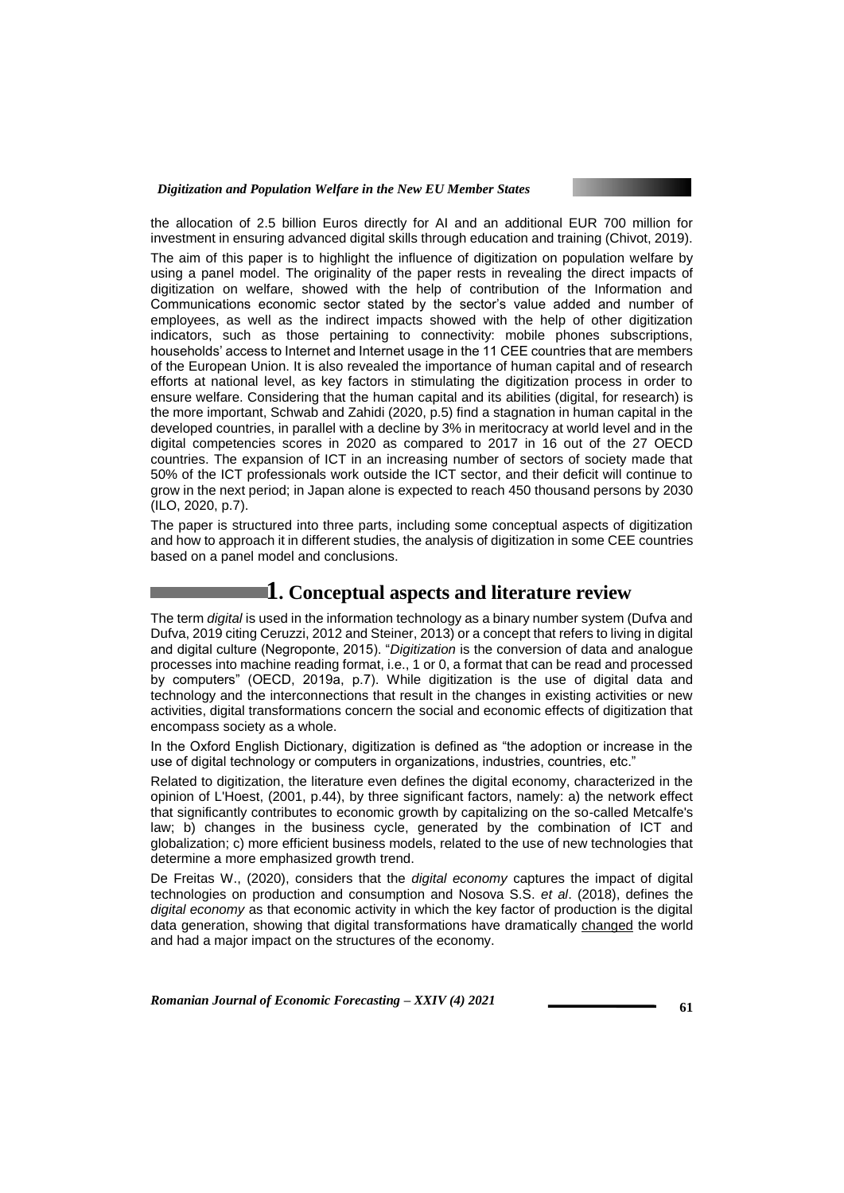the allocation of 2.5 billion Euros directly for AI and an additional EUR 700 million for investment in ensuring advanced digital skills through education and training (Chivot, 2019).

The aim of this paper is to highlight the influence of digitization on population welfare by using a panel model. The originality of the paper rests in revealing the direct impacts of digitization on welfare, showed with the help of contribution of the Information and Communications economic sector stated by the sector's value added and number of employees, as well as the indirect impacts showed with the help of other digitization indicators, such as those pertaining to connectivity: mobile phones subscriptions, households' access to Internet and Internet usage in the 11 CEE countries that are members of the European Union. It is also revealed the importance of human capital and of research efforts at national level, as key factors in stimulating the digitization process in order to ensure welfare. Considering that the human capital and its abilities (digital, for research) is the more important, Schwab and Zahidi (2020, p.5) find a stagnation in human capital in the developed countries, in parallel with a decline by 3% in meritocracy at world level and in the digital competencies scores in 2020 as compared to 2017 in 16 out of the 27 OECD countries. The expansion of ICT in an increasing number of sectors of society made that 50% of the ICT professionals work outside the ICT sector, and their deficit will continue to grow in the next period; in Japan alone is expected to reach 450 thousand persons by 2030 (ILO, 2020, p.7).

The paper is structured into three parts, including some conceptual aspects of digitization and how to approach it in different studies, the analysis of digitization in some CEE countries based on a panel model and conclusions.

# 1. Conceptual aspects and literature review

The term *digital* is used in the information technology as a binary number system (Dufva and Dufva, 2019 citing Ceruzzi, 2012 and Steiner, 2013) or a concept that refers to living in digital and digital culture (Negroponte, 2015). "*Digitization* is the conversion of data and analogue processes into machine reading format, i.e., 1 or 0, a format that can be read and processed by computers" (OECD, 2019a, p.7). While digitization is the use of digital data and technology and the interconnections that result in the changes in existing activities or new activities, digital transformations concern the social and economic effects of digitization that encompass society as a whole.

In the Oxford English Dictionary, digitization is defined as "the adoption or increase in the use of digital technology or computers in organizations, industries, countries, etc."

Related to digitization, the literature even defines the digital economy, characterized in the opinion of L'Hoest, (2001, p.44), by three significant factors, namely: a) the network effect that significantly contributes to economic growth by capitalizing on the so-called Metcalfe's law; b) changes in the business cycle, generated by the combination of ICT and globalization; c) more efficient business models, related to the use of new technologies that determine a more emphasized growth trend.

De Freitas W., (2020), considers that the *digital economy* captures the impact of digital technologies on production and consumption and Nosova S.S. *et al*. (2018), defines the *digital economy* as that economic activity in which the key factor of production is the digital data generation, showing that digital transformations have dramatically changed the world and had a major impact on the structures of the economy.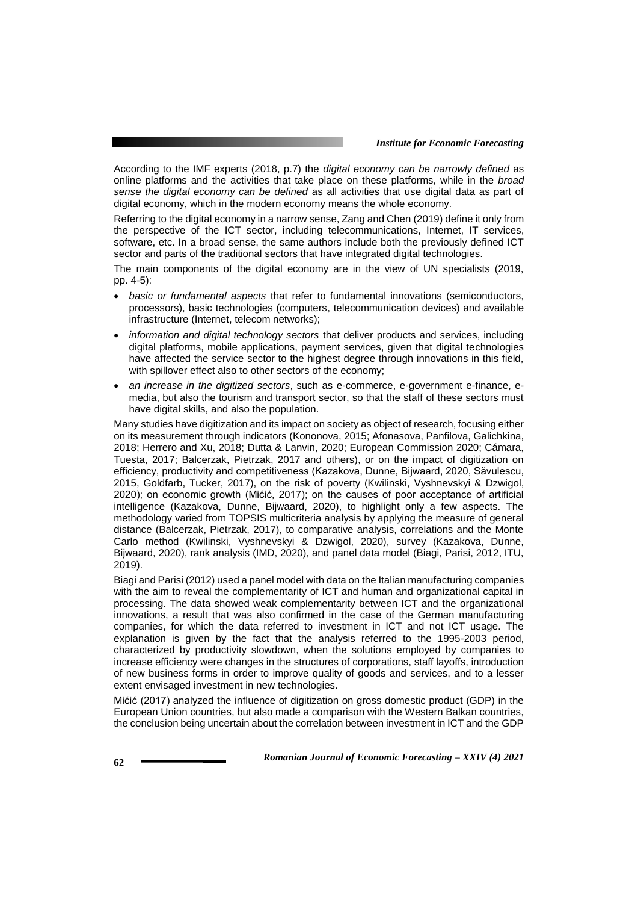According to the IMF experts (2018, p.7) the *digital economy can be narrowly defined* as online platforms and the activities that take place on these platforms, while in the *broad sense the digital economy can be defined* as all activities that use digital data as part of digital economy, which in the modern economy means the whole economy.

Referring to the digital economy in a narrow sense, Zang and Chen (2019) define it only from the perspective of the ICT sector, including telecommunications, Internet, IT services, software, etc. In a broad sense, the same authors include both the previously defined ICT sector and parts of the traditional sectors that have integrated digital technologies.

The main components of the digital economy are in the view of UN specialists (2019, pp. 4-5):

- *basic or fundamental aspects* that refer to fundamental innovations (semiconductors, processors), basic technologies (computers, telecommunication devices) and available infrastructure (Internet, telecom networks);
- *information and digital technology sectors* that deliver products and services, including digital platforms, mobile applications, payment services, given that digital technologies have affected the service sector to the highest degree through innovations in this field, with spillover effect also to other sectors of the economy;
- *an increase in the digitized sectors*, such as e-commerce, e-government e-finance, e-media, but also the tourism and transport sector, so that the staff of these sectors must have digital skills, and also the population.

Many studies have digitization and its impact on society as object of research, focusing either on its measurement through indicators (Kononova, 2015; Afonasova, Panfilova, Galichkina, 2018; Herrero and Xu, 2018; Dutta & Lanvin, 2020; European Commission 2020; Cámara, Tuesta, 2017; Balcerzak, Pietrzak, 2017 and others), or on the impact of digitization on efficiency, productivity and competitiveness (Kazakova, Dunne, Bijwaard, 2020, Săvulescu, 2015, Goldfarb, Tucker, 2017), on the risk of poverty (Kwilinski, Vyshnevskyi & Dzwigol, 2020); on economic growth (Mićić, 2017); on the causes of poor acceptance of artificial intelligence (Kazakova, Dunne, Bijwaard, 2020), to highlight only a few aspects. The methodology varied from TOPSIS multicriteria analysis by applying the measure of general distance (Balcerzak, Pietrzak, 2017), to comparative analysis, correlations and the Monte Carlo method (Kwilinski, Vyshnevskyi & Dzwigol, 2020), survey (Kazakova, Dunne, Bijwaard, 2020), rank analysis (IMD, 2020), and panel data model (Biagi, Parisi, 2012, ITU, 2019).

Biagi and Parisi (2012) used a panel model with data on the Italian manufacturing companies with the aim to reveal the complementarity of ICT and human and organizational capital in processing. The data showed weak complementarity between ICT and the organizational innovations, a result that was also confirmed in the case of the German manufacturing companies, for which the data referred to investment in ICT and not ICT usage. The explanation is given by the fact that the analysis referred to the 1995-2003 period, characterized by productivity slowdown, when the solutions employed by companies to increase efficiency were changes in the structures of corporations, staff layoffs, introduction of new business forms in order to improve quality of goods and services, and to a lesser extent envisaged investment in new technologies.

Mićić (2017) analyzed the influence of digitization on gross domestic product (GDP) in the European Union countries, but also made a comparison with the Western Balkan countries, the conclusion being uncertain about the correlation between investment in ICT and the GDP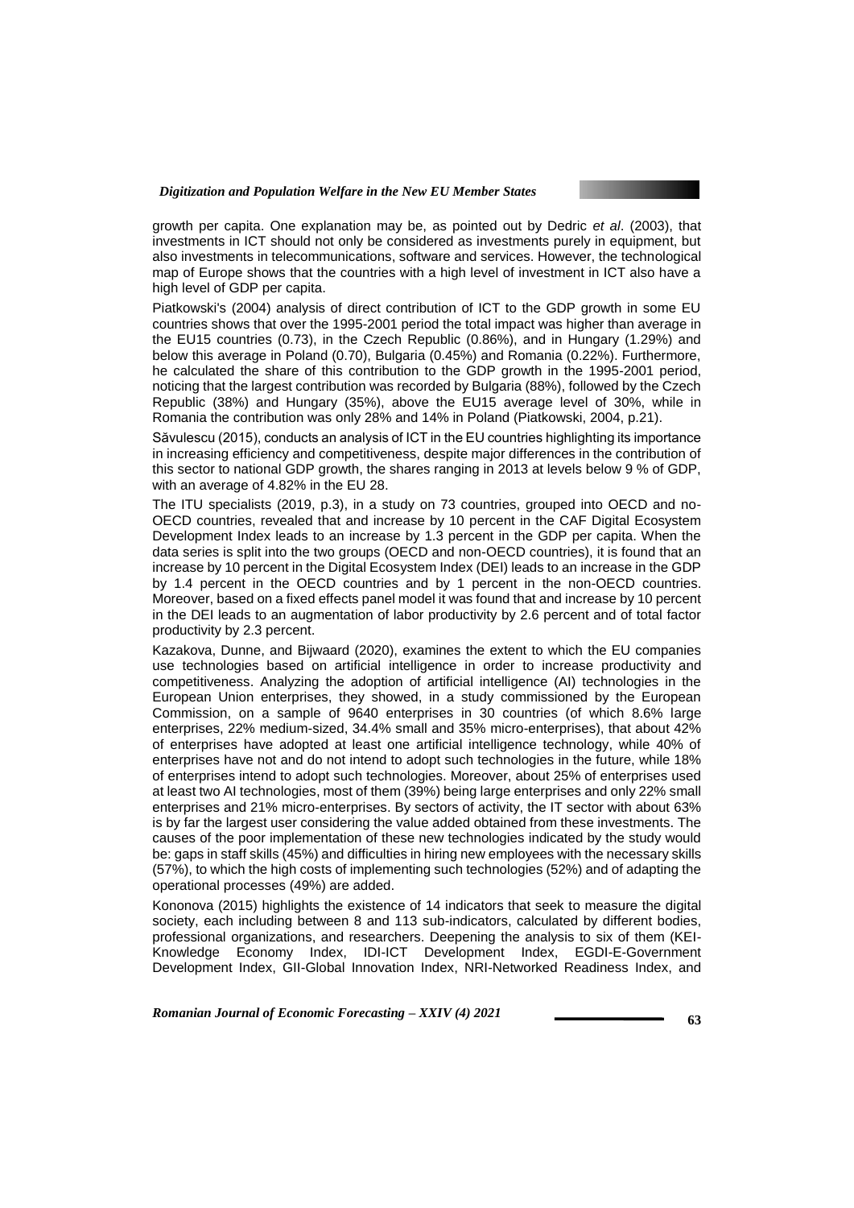growth per capita. One explanation may be, as pointed out by Dedric *et al*. (2003), that investments in ICT should not only be considered as investments purely in equipment, but also investments in telecommunications, software and services. However, the technological map of Europe shows that the countries with a high level of investment in ICT also have a high level of GDP per capita.

Piatkowski's (2004) analysis of direct contribution of ICT to the GDP growth in some EU countries shows that over the 1995-2001 period the total impact was higher than average in the EU15 countries (0.73), in the Czech Republic (0.86%), and in Hungary (1.29%) and below this average in Poland (0.70), Bulgaria (0.45%) and Romania (0.22%). Furthermore, he calculated the share of this contribution to the GDP growth in the 1995-2001 period, noticing that the largest contribution was recorded by Bulgaria (88%), followed by the Czech Republic (38%) and Hungary (35%), above the EU15 average level of 30%, while in Romania the contribution was only 28% and 14% in Poland (Piatkowski, 2004, p.21).

Săvulescu (2015), conducts an analysis of ICT in the EU countries highlighting its importance in increasing efficiency and competitiveness, despite major differences in the contribution of this sector to national GDP growth, the shares ranging in 2013 at levels below 9 % of GDP, with an average of 4.82% in the EU 28.

The ITU specialists (2019, p.3), in a study on 73 countries, grouped into OECD and no-OECD countries, revealed that and increase by 10 percent in the CAF Digital Ecosystem Development Index leads to an increase by 1.3 percent in the GDP per capita. When the data series is split into the two groups (OECD and non-OECD countries), it is found that an increase by 10 percent in the Digital Ecosystem Index (DEI) leads to an increase in the GDP by 1.4 percent in the OECD countries and by 1 percent in the non-OECD countries. Moreover, based on a fixed effects panel model it was found that and increase by 10 percent in the DEI leads to an augmentation of labor productivity by 2.6 percent and of total factor productivity by 2.3 percent.

Kazakova, Dunne, and Bijwaard (2020), examines the extent to which the EU companies use technologies based on artificial intelligence in order to increase productivity and competitiveness. Analyzing the adoption of artificial intelligence (AI) technologies in the European Union enterprises, they showed, in a study commissioned by the European Commission, on a sample of 9640 enterprises in 30 countries (of which 8.6% large enterprises, 22% medium-sized, 34.4% small and 35% micro-enterprises), that about 42% of enterprises have adopted at least one artificial intelligence technology, while 40% of enterprises have not and do not intend to adopt such technologies in the future, while 18% of enterprises intend to adopt such technologies. Moreover, about 25% of enterprises used at least two AI technologies, most of them (39%) being large enterprises and only 22% small enterprises and 21% micro-enterprises. By sectors of activity, the IT sector with about 63% is by far the largest user considering the value added obtained from these investments. The causes of the poor implementation of these new technologies indicated by the study would be: gaps in staff skills (45%) and difficulties in hiring new employees with the necessary skills (57%), to which the high costs of implementing such technologies (52%) and of adapting the operational processes (49%) are added.

Kononova (2015) highlights the existence of 14 indicators that seek to measure the digital society, each including between 8 and 113 sub-indicators, calculated by different bodies, professional organizations, and researchers. Deepening the analysis to six of them (KEI-Knowledge Economy Index, IDI-ICT Development Index, EGDI-E-Government Development Index, GII-Global Innovation Index, NRI-Networked Readiness Index, and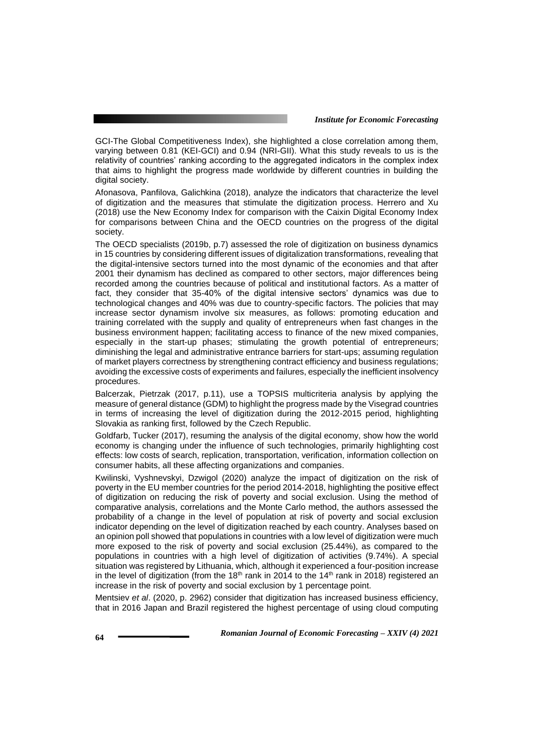GCI-The Global Competitiveness Index), she highlighted a close correlation among them, varying between 0.81 (KEI-GCI) and 0.94 (NRI-GII). What this study reveals to us is the relativity of countries' ranking according to the aggregated indicators in the complex index that aims to highlight the progress made worldwide by different countries in building the digital society.

Afonasova, Panfilova, Galichkina (2018), analyze the indicators that characterize the level of digitization and the measures that stimulate the digitization process. Herrero and Xu (2018) use the New Economy Index for comparison with the Caixin Digital Economy Index for comparisons between China and the OECD countries on the progress of the digital society.

The OECD specialists (2019b, p.7) assessed the role of digitization on business dynamics in 15 countries by considering different issues of digitalization transformations, revealing that the digital-intensive sectors turned into the most dynamic of the economies and that after 2001 their dynamism has declined as compared to other sectors, major differences being recorded among the countries because of political and institutional factors. As a matter of fact, they consider that 35-40% of the digital intensive sectors' dynamics was due to technological changes and 40% was due to country-specific factors. The policies that may increase sector dynamism involve six measures, as follows: promoting education and training correlated with the supply and quality of entrepreneurs when fast changes in the business environment happen; facilitating access to finance of the new mixed companies, especially in the start-up phases; stimulating the growth potential of entrepreneurs; diminishing the legal and administrative entrance barriers for start-ups; assuming regulation of market players correctness by strengthening contract efficiency and business regulations; avoiding the excessive costs of experiments and failures, especially the inefficient insolvency procedures.

Balcerzak, Pietrzak (2017, p.11), use a TOPSIS multicriteria analysis by applying the measure of general distance (GDM) to highlight the progress made by the Visegrad countries in terms of increasing the level of digitization during the 2012-2015 period, highlighting Slovakia as ranking first, followed by the Czech Republic.

Goldfarb, Tucker (2017), resuming the analysis of the digital economy, show how the world economy is changing under the influence of such technologies, primarily highlighting cost effects: low costs of search, replication, transportation, verification, information collection on consumer habits, all these affecting organizations and companies.

Kwilinski, Vyshnevskyi, Dzwigol (2020) analyze the impact of digitization on the risk of poverty in the EU member countries for the period 2014-2018, highlighting the positive effect of digitization on reducing the risk of poverty and social exclusion. Using the method of comparative analysis, correlations and the Monte Carlo method, the authors assessed the probability of a change in the level of population at risk of poverty and social exclusion indicator depending on the level of digitization reached by each country. Analyses based on an opinion poll showed that populations in countries with a low level of digitization were much more exposed to the risk of poverty and social exclusion (25.44%), as compared to the populations in countries with a high level of digitization of activities (9.74%). A special situation was registered by Lithuania, which, although it experienced a four-position increase in the level of digitization (from the 18th rank in 2014 to the 14th rank in 2018) registered an increase in the risk of poverty and social exclusion by 1 percentage point.

Mentsiev *et al*. (2020, p. 2962) consider that digitization has increased business efficiency, that in 2016 Japan and Brazil registered the highest percentage of using cloud computing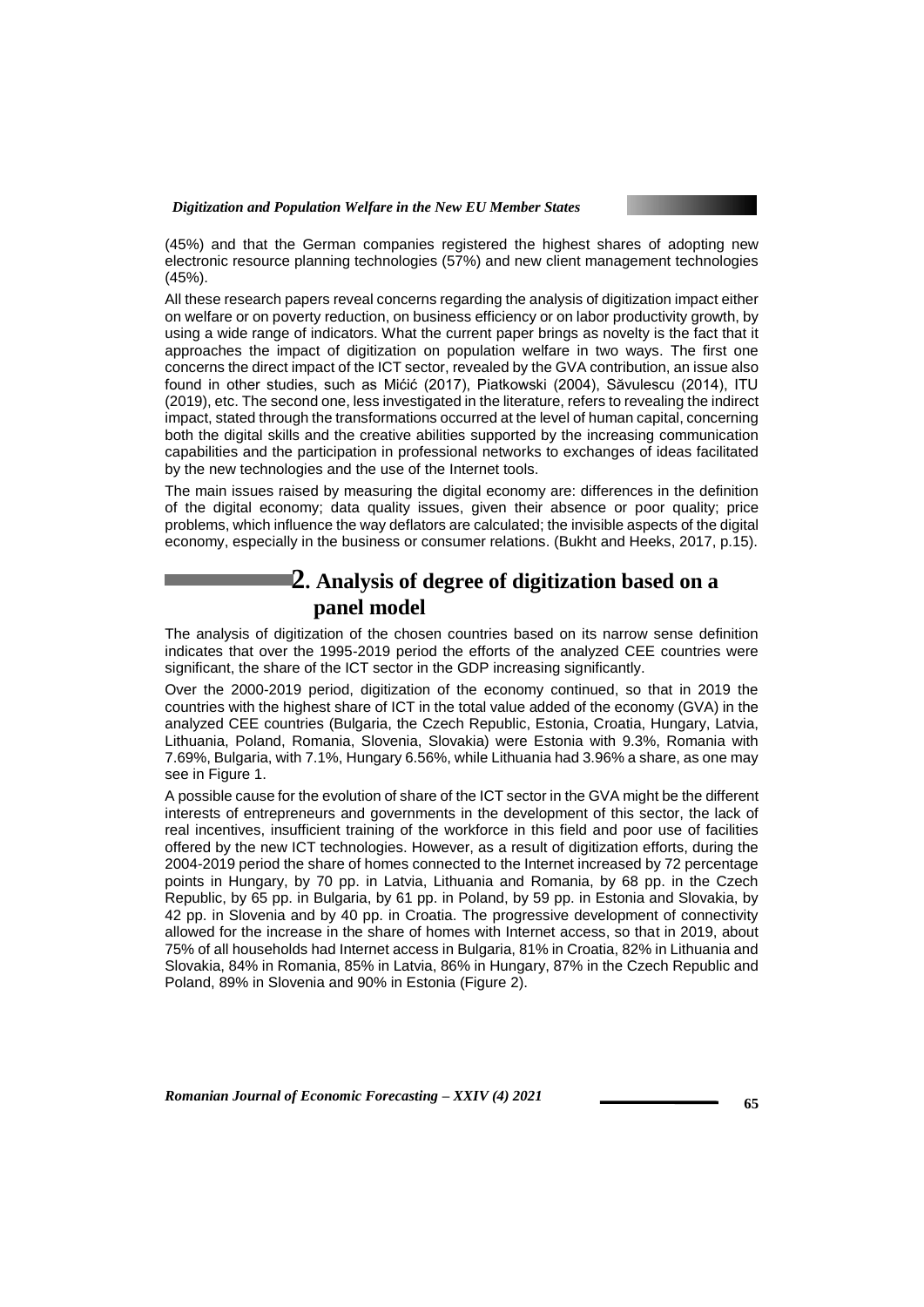(45%) and that the German companies registered the highest shares of adopting new electronic resource planning technologies (57%) and new client management technologies (45%).

All these research papers reveal concerns regarding the analysis of digitization impact either on welfare or on poverty reduction, on business efficiency or on labor productivity growth, by using a wide range of indicators. What the current paper brings as novelty is the fact that it approaches the impact of digitization on population welfare in two ways. The first one concerns the direct impact of the ICT sector, revealed by the GVA contribution, an issue also found in other studies, such as Mićić (2017), Piatkowski (2004), Săvulescu (2014), ITU (2019), etc. The second one, less investigated in the literature, refers to revealing the indirect impact, stated through the transformations occurred at the level of human capital, concerning both the digital skills and the creative abilities supported by the increasing communication capabilities and the participation in professional networks to exchanges of ideas facilitated by the new technologies and the use of the Internet tools.

The main issues raised by measuring the digital economy are: differences in the definition of the digital economy; data quality issues, given their absence or poor quality; price problems, which influence the way deflators are calculated; the invisible aspects of the digital economy, especially in the business or consumer relations. (Bukht and Heeks, 2017, p.15).

## 2. Analysis of degree of digitization based on a panel model

The analysis of digitization of the chosen countries based on its narrow sense definition indicates that over the 1995-2019 period the efforts of the analyzed CEE countries were significant, the share of the ICT sector in the GDP increasing significantly.

Over the 2000-2019 period, digitization of the economy continued, so that in 2019 the countries with the highest share of ICT in the total value added of the economy (GVA) in the analyzed CEE countries (Bulgaria, the Czech Republic, Estonia, Croatia, Hungary, Latvia, Lithuania, Poland, Romania, Slovenia, Slovakia) were Estonia with 9.3%, Romania with 7.69%, Bulgaria, with 7.1%, Hungary 6.56%, while Lithuania had 3.96% a share, as one may see in Figure 1.

A possible cause for the evolution of share of the ICT sector in the GVA might be the different interests of entrepreneurs and governments in the development of this sector, the lack of real incentives, insufficient training of the workforce in this field and poor use of facilities offered by the new ICT technologies. However, as a result of digitization efforts, during the 2004-2019 period the share of homes connected to the Internet increased by 72 percentage points in Hungary, by 70 pp. in Latvia, Lithuania and Romania, by 68 pp. in the Czech Republic, by 65 pp. in Bulgaria, by 61 pp. in Poland, by 59 pp. in Estonia and Slovakia, by 42 pp. in Slovenia and by 40 pp. in Croatia. The progressive development of connectivity allowed for the increase in the share of homes with Internet access, so that in 2019, about 75% of all households had Internet access in Bulgaria, 81% in Croatia, 82% in Lithuania and Slovakia, 84% in Romania, 85% in Latvia, 86% in Hungary, 87% in the Czech Republic and Poland, 89% in Slovenia and 90% in Estonia (Figure 2).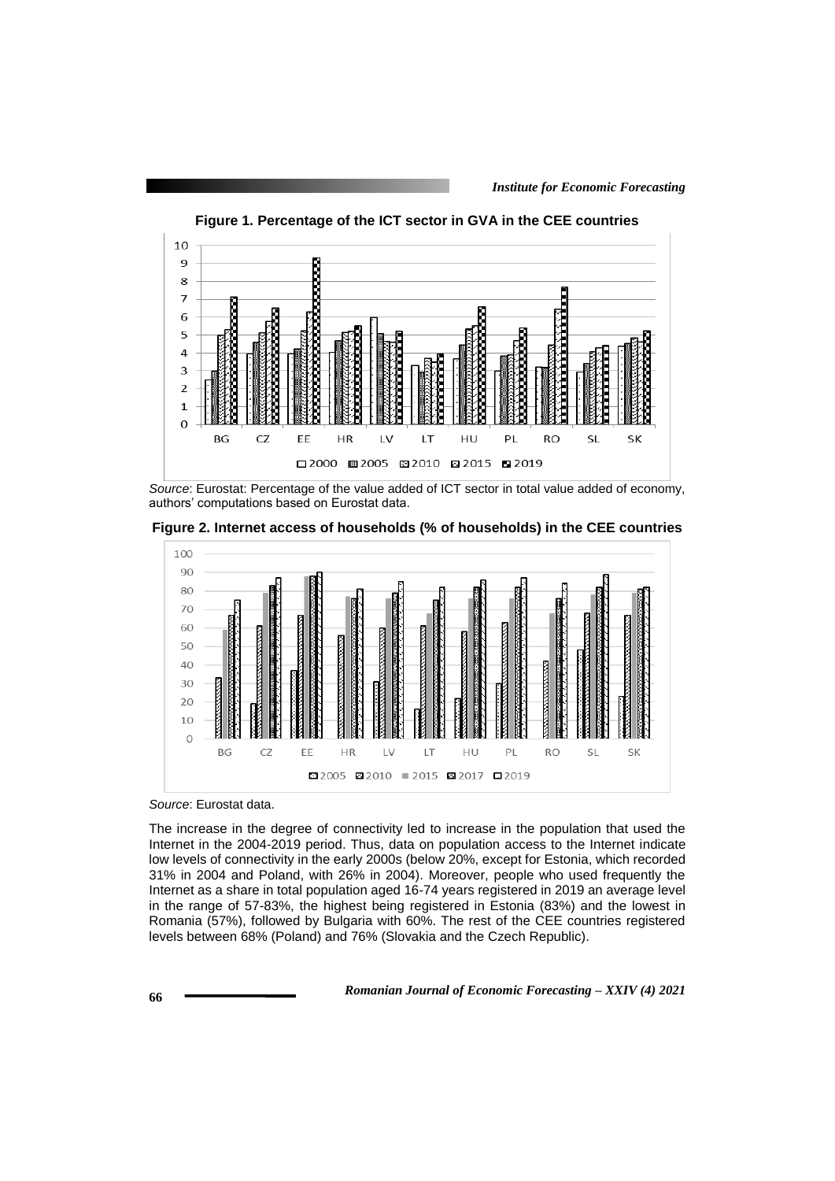**Figure 1. Percentage of the ICT sector in GVA in the CEE countries**

*Source*: Eurostat: Percentage of the value added of ICT sector in total value added of economy, authors' computations based on Eurostat data.

**Figure 2. Internet access of households (% of households) in the CEE countries**

*Source*: Eurostat data.

The increase in the degree of connectivity led to increase in the population that used the Internet in the 2004-2019 period. Thus, data on population access to the Internet indicate low levels of connectivity in the early 2000s (below 20%, except for Estonia, which recorded 31% in 2004 and Poland, with 26% in 2004). Moreover, people who used frequently the Internet as a share in total population aged 16-74 years registered in 2019 an average level in the range of 57-83%, the highest being registered in Estonia (83%) and the lowest in Romania (57%), followed by Bulgaria with 60%. The rest of the CEE countries registered levels between 68% (Poland) and 76% (Slovakia and the Czech Republic).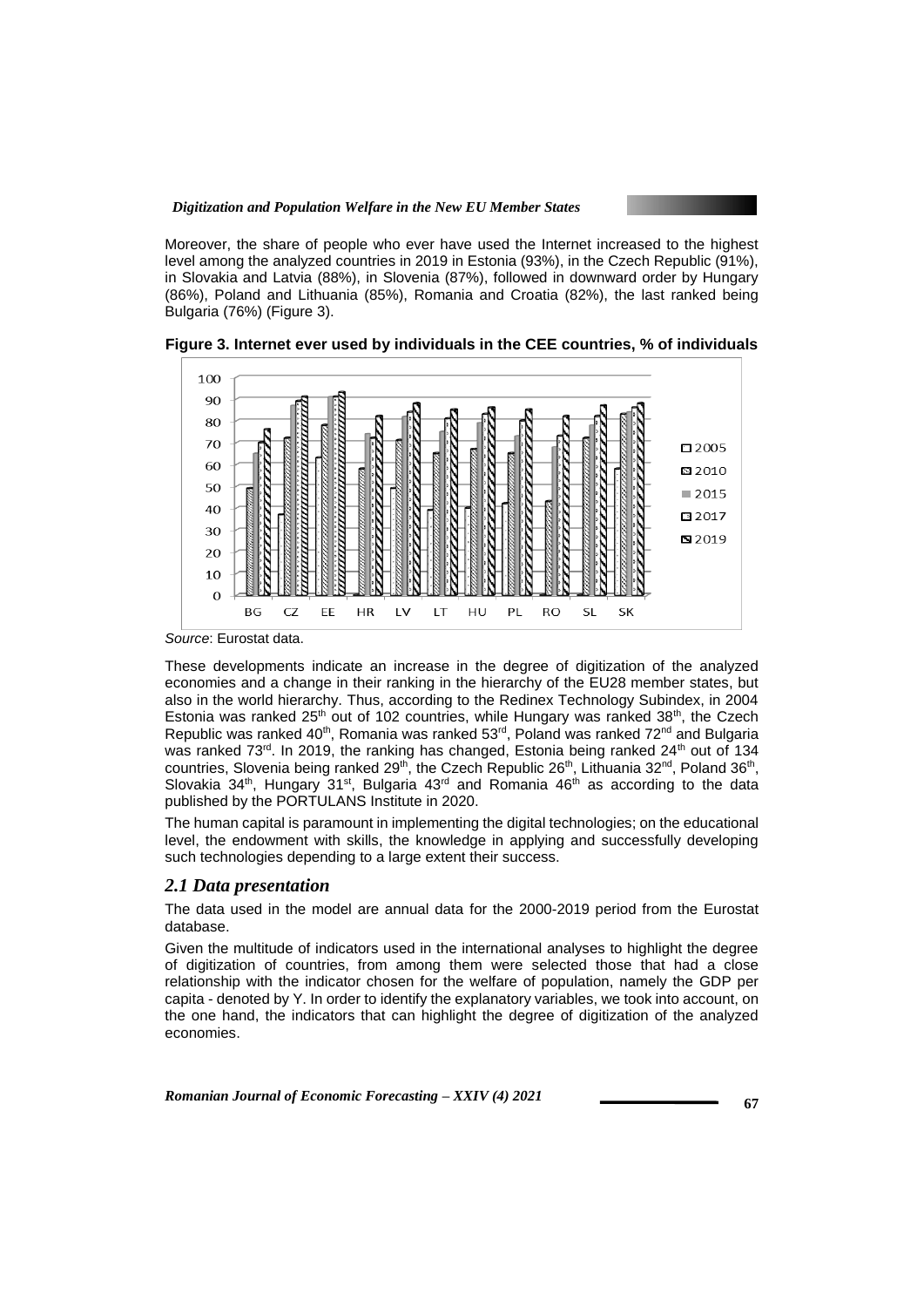Moreover, the share of people who ever have used the Internet increased to the highest level among the analyzed countries in 2019 in Estonia (93%), in the Czech Republic (91%), in Slovakia and Latvia (88%), in Slovenia (87%), followed in downward order by Hungary (86%), Poland and Lithuania (85%), Romania and Croatia (82%), the last ranked being Bulgaria (76%) (Figure 3).

**Figure 3. Internet ever used by individuals in the CEE countries, % of individuals**

*Source*: Eurostat data.

These developments indicate an increase in the degree of digitization of the analyzed economies and a change in their ranking in the hierarchy of the EU28 member states, but also in the world hierarchy. Thus, according to the Redinex Technology Subindex, in 2004 Estonia was ranked 25th out of 102 countries, while Hungary was ranked 38th, the Czech Republic was ranked 40th, Romania was ranked 53rd, Poland was ranked 72nd and Bulgaria was ranked 73rd. In 2019, the ranking has changed, Estonia being ranked 24th out of 134 countries, Slovenia being ranked 29th, the Czech Republic 26th, Lithuania 32nd, Poland 36th, Slovakia 34th, Hungary 31st, Bulgaria 43rd and Romania 46th as according to the data published by the PORTULANS Institute in 2020.

The human capital is paramount in implementing the digital technologies; on the educational level, the endowment with skills, the knowledge in applying and successfully developing such technologies depending to a large extent their success.

## *2.1 Data presentation*

The data used in the model are annual data for the 2000-2019 period from the Eurostat database.

Given the multitude of indicators used in the international analyses to highlight the degree of digitization of countries, from among them were selected those that had a close relationship with the indicator chosen for the welfare of population, namely the GDP per capita - denoted by Y. In order to identify the explanatory variables, we took into account, on the one hand, the indicators that can highlight the degree of digitization of the analyzed economies.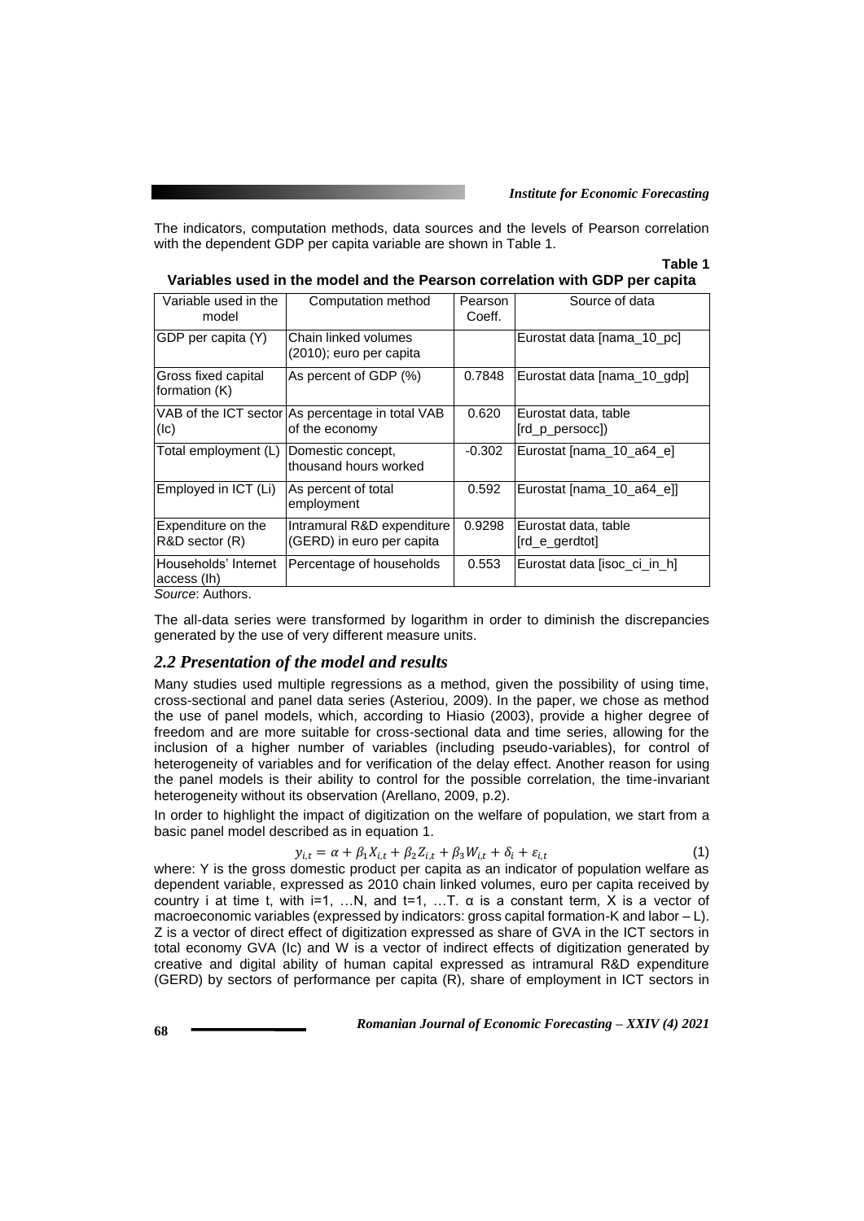The indicators, computation methods, data sources and the levels of Pearson correlation with the dependent GDP per capita variable are shown in Table 1.

**Table 1**

**Variables used in the model and the Pearson correlation with GDP per capita**

| Variable used in the model | Computation method | Pearson Coeff. | Source of data |
|---|---|---|---|
| GDP per capita (Y) | Chain linked volumes (2010); euro per capita | | Eurostat data [nama_10_pc] |
| Gross fixed capital formation (K) | As percent of GDP (%) | 0.7848 | Eurostat data [nama_10_gdp] |
| VAB of the ICT sector (Ic) | As percentage in total VAB of the economy | 0.620 | Eurostat data, table [rd_p_persocc]) |
| Total employment (L) | Domestic concept, thousand hours worked | -0.302 | Eurostat [nama_10_a64_e] |
| Employed in ICT (Li) | As percent of total employment | 0.592 | Eurostat [nama_10_a64_e]] |
| Expenditure on the R&D sector (R) | Intramural R&D expenditure (GERD) in euro per capita | 0.9298 | Eurostat data, table [rd_e_gerdtot] |
| Households' Internet access (Ih) | Percentage of households | 0.553 | Eurostat data [isoc_ci_in_h] |

*Source*: Authors.

The all-data series were transformed by logarithm in order to diminish the discrepancies generated by the use of very different measure units.

## *2.2 Presentation of the model and results*

Many studies used multiple regressions as a method, given the possibility of using time, cross-sectional and panel data series (Asteriou, 2009). In the paper, we chose as method the use of panel models, which, according to Hiasio (2003), provide a higher degree of freedom and are more suitable for cross-sectional data and time series, allowing for the inclusion of a higher number of variables (including pseudo-variables), for control of heterogeneity of variables and for verification of the delay effect. Another reason for using the panel models is their ability to control for the possible correlation, the time-invariant heterogeneity without its observation (Arellano, 2009, p.2).

In order to highlight the impact of digitization on the welfare of population, we start from a basic panel model described as in equation 1.

$$y_{i,t} = \alpha + \beta_1 X_{i,t} + \beta_2 Z_{i,t} + \beta_3 W_{i,t} + \delta_i + \varepsilon_{i,t} \tag{1}$$

where: Y is the gross domestic product per capita as an indicator of population welfare as dependent variable, expressed as 2010 chain linked volumes, euro per capita received by country i at time t, with i=1, …N, and t=1, …T. α is a constant term, X is a vector of macroeconomic variables (expressed by indicators: gross capital formation-K and labor – L). Z is a vector of direct effect of digitization expressed as share of GVA in the ICT sectors in total economy GVA (Ic) and W is a vector of indirect effects of digitization generated by creative and digital ability of human capital expressed as intramural R&D expenditure (GERD) by sectors of performance per capita (R), share of employment in ICT sectors in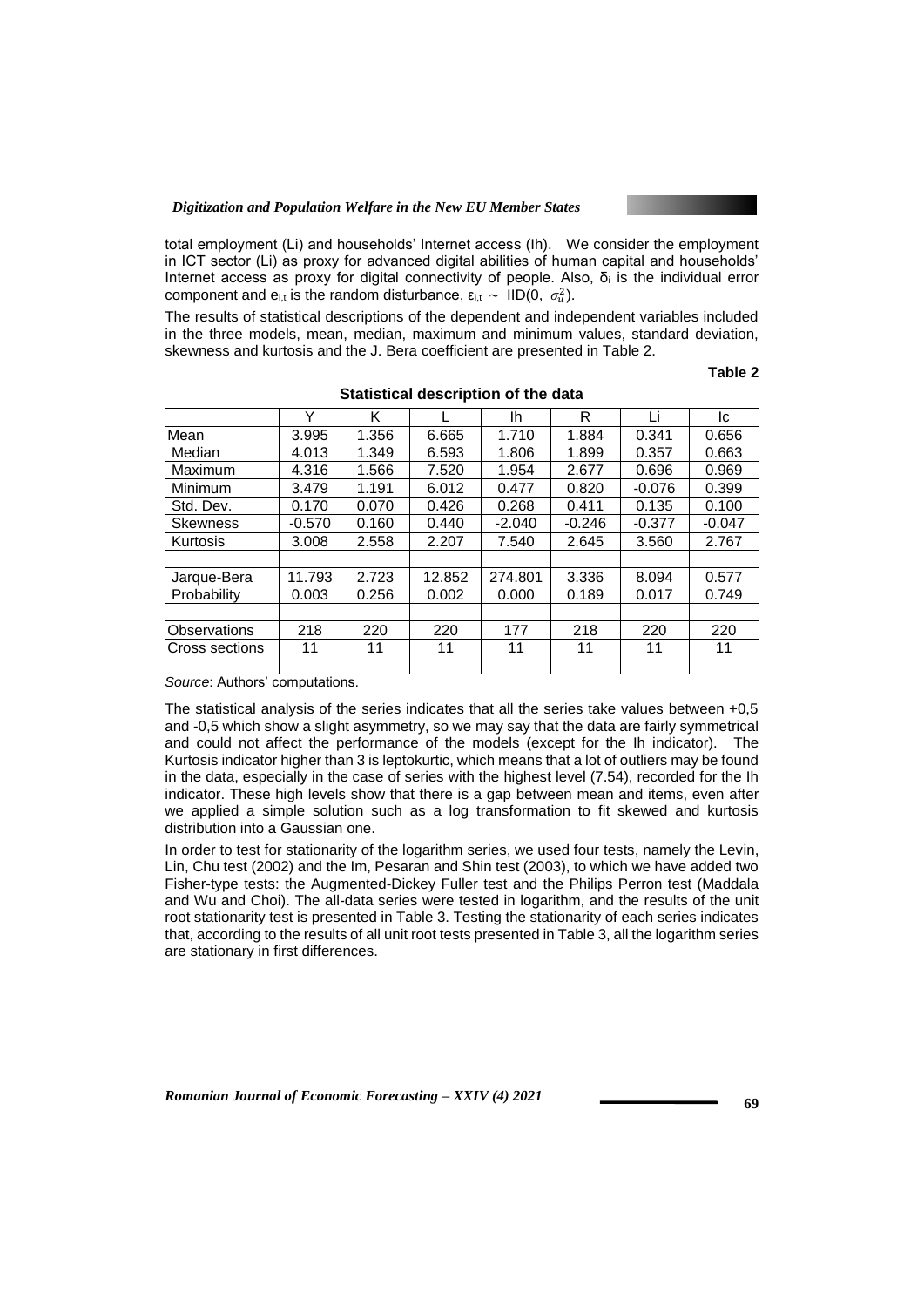total employment (Li) and households' Internet access (Ih). We consider the employment in ICT sector (Li) as proxy for advanced digital abilities of human capital and households' Internet access as proxy for digital connectivity of people. Also, $\delta_i$ is the individual error component and $e_{i,t}$ is the random disturbance, $\varepsilon_{i,t} \sim$ IID(0, $\sigma_u^2$).

The results of statistical descriptions of the dependent and independent variables included in the three models, mean, median, maximum and minimum values, standard deviation, skewness and kurtosis and the J. Bera coefficient are presented in Table 2.

**Table 2**

**Statistical description of the data**

| | Y | K | L | Ih | R | Li | Ic |
|---|---|---|---|---|---|---|---|
| Mean | 3.995 | 1.356 | 6.665 | 1.710 | 1.884 | 0.341 | 0.656 |
| Median | 4.013 | 1.349 | 6.593 | 1.806 | 1.899 | 0.357 | 0.663 |
| Maximum | 4.316 | 1.566 | 7.520 | 1.954 | 2.677 | 0.696 | 0.969 |
| Minimum | 3.479 | 1.191 | 6.012 | 0.477 | 0.820 | -0.076 | 0.399 |
| Std. Dev. | 0.170 | 0.070 | 0.426 | 0.268 | 0.411 | 0.135 | 0.100 |
| Skewness | -0.570 | 0.160 | 0.440 | -2.040 | -0.246 | -0.377 | -0.047 |
| Kurtosis | 3.008 | 2.558 | 2.207 | 7.540 | 2.645 | 3.560 | 2.767 |
| | | | | | | | |
| Jarque-Bera | 11.793 | 2.723 | 12.852 | 274.801 | 3.336 | 8.094 | 0.577 |
| Probability | 0.003 | 0.256 | 0.002 | 0.000 | 0.189 | 0.017 | 0.749 |
| | | | | | | | |
| Observations | 218 | 220 | 220 | 177 | 218 | 220 | 220 |
| Cross sections | 11 | 11 | 11 | 11 | 11 | 11 | 11 |

*Source*: Authors' computations.

The statistical analysis of the series indicates that all the series take values between +0,5 and -0,5 which show a slight asymmetry, so we may say that the data are fairly symmetrical and could not affect the performance of the models (except for the Ih indicator). The Kurtosis indicator higher than 3 is leptokurtic, which means that a lot of outliers may be found in the data, especially in the case of series with the highest level (7.54), recorded for the Ih indicator. These high levels show that there is a gap between mean and items, even after we applied a simple solution such as a log transformation to fit skewed and kurtosis distribution into a Gaussian one.

In order to test for stationarity of the logarithm series, we used four tests, namely the Levin, Lin, Chu test (2002) and the Im, Pesaran and Shin test (2003), to which we have added two Fisher-type tests: the Augmented-Dickey Fuller test and the Philips Perron test (Maddala and Wu and Choi). The all-data series were tested in logarithm, and the results of the unit root stationarity test is presented in Table 3. Testing the stationarity of each series indicates that, according to the results of all unit root tests presented in Table 3, all the logarithm series are stationary in first differences.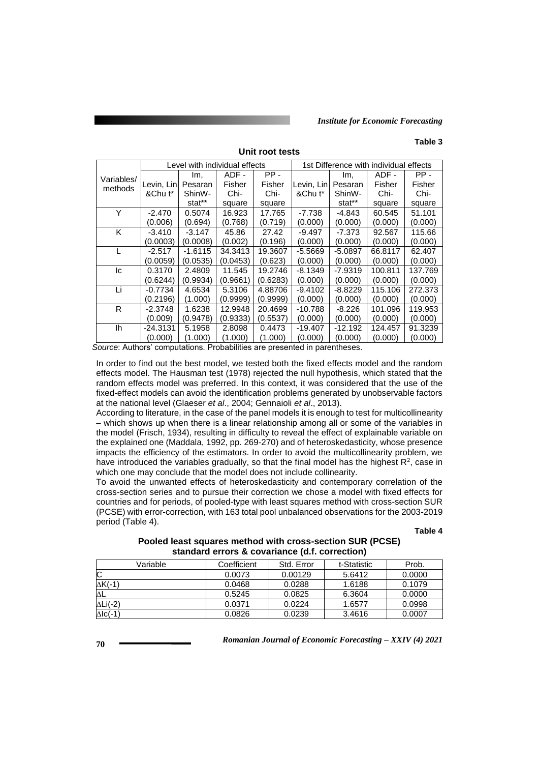**Table 3**

**Unit root tests**

| Variables/ methods | Level with individual effects | | | | 1st Difference with individual effects | | | |
|---|---|---|---|---|---|---|---|---|
| | Levin, Lin &Chu t* | Im, Pesaran ShinW-stat** | ADF - Fisher Chi-square | PP - Fisher Chi-square | Levin, Lin &Chu t* | Im, Pesaran ShinW-stat** | ADF - Fisher Chi-square | PP - Fisher Chi-square |
| Y | -2.470 (0.006) | 0.5074 (0.694) | 16.923 (0.768) | 17.765 (0.719) | -7.738 (0.000) | -4.843 (0.000) | 60.545 (0.000) | 51.101 (0.000) |
| K | -3.410 (0.0003) | -3.147 (0.0008) | 45.86 (0.002) | 27.42 (0.196) | -9.497 (0.000) | -7.373 (0.000) | 92.567 (0.000) | 115.66 (0.000) |
| L | -2.517 (0.0059) | -1.6115 (0.0535) | 34.3413 (0.0453) | 19.3607 (0.623) | -5.5669 (0.000) | -5.0897 (0.000) | 66.8117 (0.000) | 62.407 (0.000) |
| Ic | 0.3170 (0.6244) | 2.4809 (0.9934) | 11.545 (0.9661) | 19.2746 (0.6283) | -8.1349 (0.000) | -7.9319 (0.000) | 100.811 (0.000) | 137.769 (0.000) |
| Li | -0.7734 (0.2196) | 4.6534 (1.000) | 5.3106 (0.9999) | 4.88706 (0.9999) | -9.4102 (0.000) | -8.8229 (0.000) | 115.106 (0.000) | 272.373 (0.000) |
| R | -2.3748 (0.009) | 1.6238 (0.9478) | 12.9948 (0.9333) | 20.4699 (0.5537) | -10.788 (0.000) | -8.226 (0.000) | 101.096 (0.000) | 119.953 (0.000) |
| Ih | -24.3131 (0.000) | 5.1958 (1.000) | 2.8098 (1.000) | 0.4473 (1.000) | -19.407 (0.000) | -12.192 (0.000) | 124.457 (0.000) | 91.3239 (0.000) |

*Source*: Authors' computations. Probabilities are presented in parentheses.

In order to find out the best model, we tested both the fixed effects model and the random effects model. The Hausman test (1978) rejected the null hypothesis, which stated that the random effects model was preferred. In this context, it was considered that the use of the fixed-effect models can avoid the identification problems generated by unobservable factors at the national level (Glaeser *et al*., 2004; Gennaioli *et al*., 2013).

According to literature, in the case of the panel models it is enough to test for multicollinearity – which shows up when there is a linear relationship among all or some of the variables in the model (Frisch, 1934), resulting in difficulty to reveal the effect of explainable variable on the explained one (Maddala, 1992, pp. 269-270) and of heteroskedasticity, whose presence impacts the efficiency of the estimators. In order to avoid the multicollinearity problem, we have introduced the variables gradually, so that the final model has the highest $R^2$, case in which one may conclude that the model does not include collinearity.

To avoid the unwanted effects of heteroskedasticity and contemporary correlation of the cross-section series and to pursue their correction we chose a model with fixed effects for countries and for periods, of pooled-type with least squares method with cross-section SUR (PCSE) with error-correction, with 163 total pool unbalanced observations for the 2003-2019 period (Table 4).

**Table 4**

**Pooled least squares method with cross-section SUR (PCSE) standard errors & covariance (d.f. correction)**

| Variable | Coefficient | Std. Error | t-Statistic | Prob. |
|---|---|---|---|---|
| C | 0.0073 | 0.00129 | 5.6412 | 0.0000 |
| $\Delta K(-1)$ | 0.0468 | 0.0288 | 1.6188 | 0.1079 |
| $\Delta L$ | 0.5245 | 0.0825 | 6.3604 | 0.0000 |
| $\Delta Li(-2)$ | 0.0371 | 0.0224 | 1.6577 | 0.0998 |
| $\Delta Ic(-1)$ | 0.0826 | 0.0239 | 3.4616 | 0.0007 |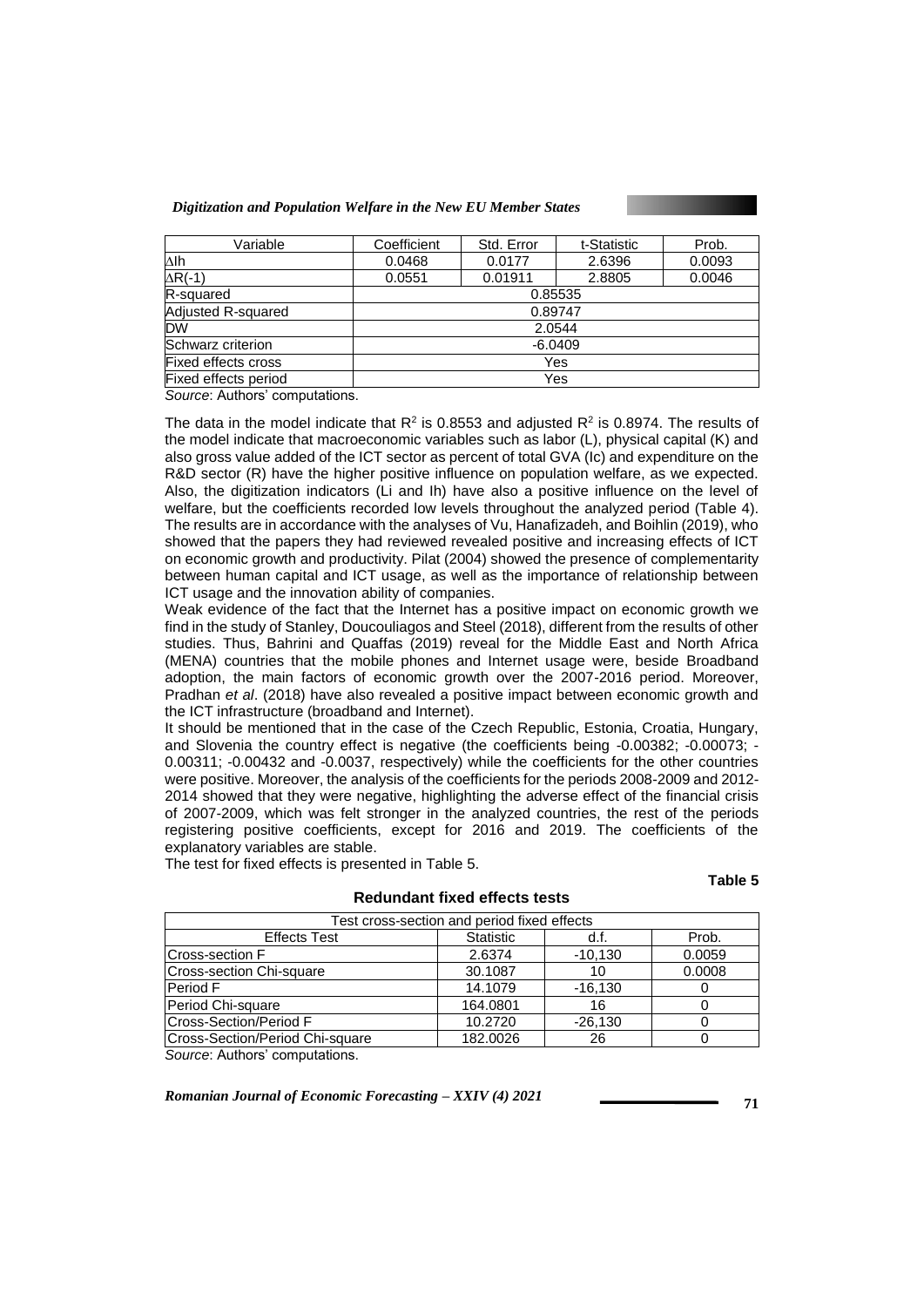| Variable | Coefficient | Std. Error | t-Statistic | Prob. |
|---|---|---|---|---|
| ΔIh | 0.0468 | 0.0177 | 2.6396 | 0.0093 |
| ΔR(-1) | 0.0551 | 0.01911 | 2.8805 | 0.0046 |
| R-squared | 0.85535 | | | |
| Adjusted R-squared | 0.89747 | | | |
| DW | 2.0544 | | | |
| Schwarz criterion | -6.0409 | | | |
| Fixed effects cross | Yes | | | |
| Fixed effects period | Yes | | | |

*Source*: Authors' computations.

The data in the model indicate that $R^2$ is 0.8553 and adjusted $R^2$ is 0.8974. The results of the model indicate that macroeconomic variables such as labor (L), physical capital (K) and also gross value added of the ICT sector as percent of total GVA (Ic) and expenditure on the R&D sector (R) have the higher positive influence on population welfare, as we expected. Also, the digitization indicators (Li and Ih) have also a positive influence on the level of welfare, but the coefficients recorded low levels throughout the analyzed period (Table 4). The results are in accordance with the analyses of Vu, Hanafizadeh, and Boihlin (2019), who showed that the papers they had reviewed revealed positive and increasing effects of ICT on economic growth and productivity. Pilat (2004) showed the presence of complementarity between human capital and ICT usage, as well as the importance of relationship between ICT usage and the innovation ability of companies.

Weak evidence of the fact that the Internet has a positive impact on economic growth we find in the study of Stanley, Doucouliagos and Steel (2018), different from the results of other studies. Thus, Bahrini and Quaffas (2019) reveal for the Middle East and North Africa (MENA) countries that the mobile phones and Internet usage were, beside Broadband adoption, the main factors of economic growth over the 2007-2016 period. Moreover, Pradhan *et al*. (2018) have also revealed a positive impact between economic growth and the ICT infrastructure (broadband and Internet).

It should be mentioned that in the case of the Czech Republic, Estonia, Croatia, Hungary, and Slovenia the country effect is negative (the coefficients being -0.00382; -0.00073; -0.00311; -0.00432 and -0.0037, respectively) while the coefficients for the other countries were positive. Moreover, the analysis of the coefficients for the periods 2008-2009 and 2012-2014 showed that they were negative, highlighting the adverse effect of the financial crisis of 2007-2009, which was felt stronger in the analyzed countries, the rest of the periods registering positive coefficients, except for 2016 and 2019. The coefficients of the explanatory variables are stable.

The test for fixed effects is presented in Table 5.

**Table 5**

**Redundant fixed effects tests**

| Test cross-section and period fixed effects | | | |
|---|---|---|---|
| Effects Test | Statistic | d.f. | Prob. |
| Cross-section F | 2.6374 | -10,130 | 0.0059 |
| Cross-section Chi-square | 30.1087 | 10 | 0.0008 |
| Period F | 14.1079 | -16,130 | 0 |
| Period Chi-square | 164.0801 | 16 | 0 |
| Cross-Section/Period F | 10.2720 | -26,130 | 0 |
| Cross-Section/Period Chi-square | 182.0026 | 26 | 0 |

*Source*: Authors' computations.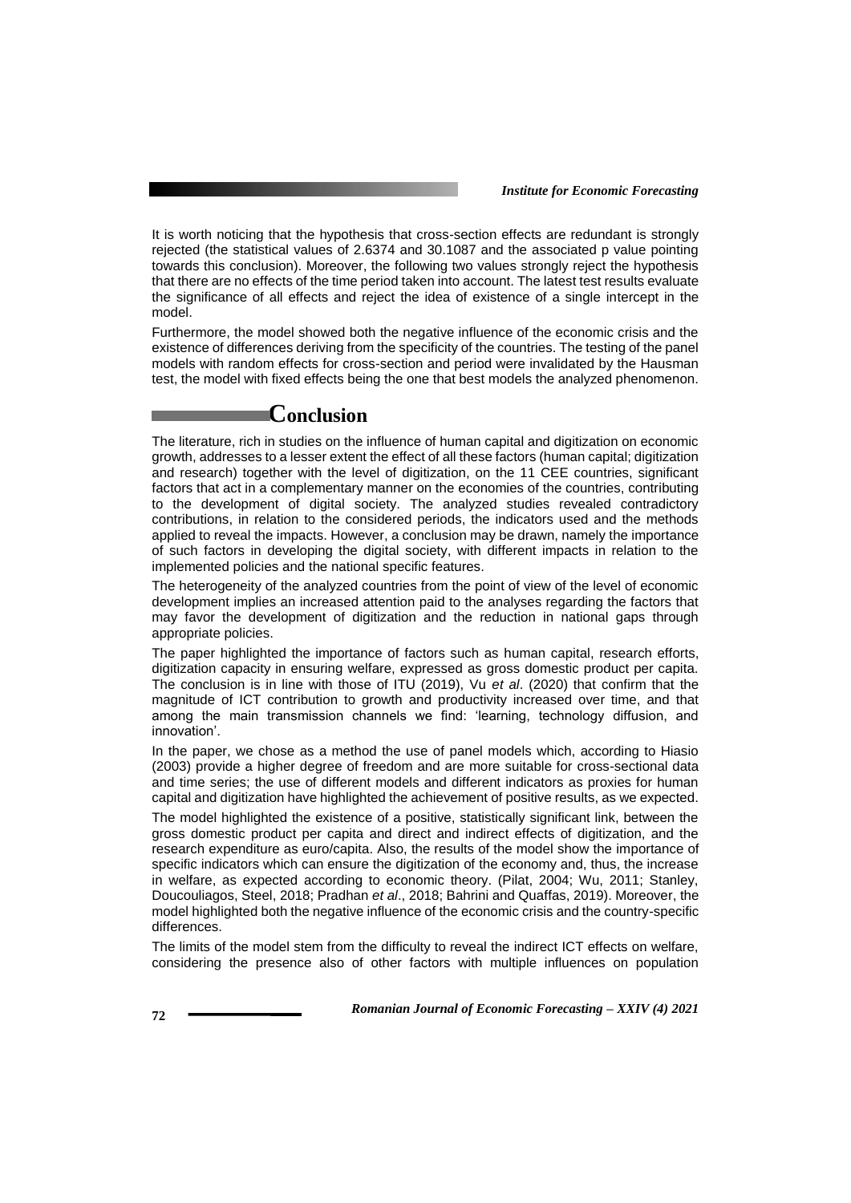It is worth noticing that the hypothesis that cross-section effects are redundant is strongly rejected (the statistical values of 2.6374 and 30.1087 and the associated p value pointing towards this conclusion). Moreover, the following two values strongly reject the hypothesis that there are no effects of the time period taken into account. The latest test results evaluate the significance of all effects and reject the idea of existence of a single intercept in the model.

Furthermore, the model showed both the negative influence of the economic crisis and the existence of differences deriving from the specificity of the countries. The testing of the panel models with random effects for cross-section and period were invalidated by the Hausman test, the model with fixed effects being the one that best models the analyzed phenomenon.

## Conclusion

The literature, rich in studies on the influence of human capital and digitization on economic growth, addresses to a lesser extent the effect of all these factors (human capital; digitization and research) together with the level of digitization, on the 11 CEE countries, significant factors that act in a complementary manner on the economies of the countries, contributing to the development of digital society. The analyzed studies revealed contradictory contributions, in relation to the considered periods, the indicators used and the methods applied to reveal the impacts. However, a conclusion may be drawn, namely the importance of such factors in developing the digital society, with different impacts in relation to the implemented policies and the national specific features.

The heterogeneity of the analyzed countries from the point of view of the level of economic development implies an increased attention paid to the analyses regarding the factors that may favor the development of digitization and the reduction in national gaps through appropriate policies.

The paper highlighted the importance of factors such as human capital, research efforts, digitization capacity in ensuring welfare, expressed as gross domestic product per capita. The conclusion is in line with those of ITU (2019), Vu *et al*. (2020) that confirm that the magnitude of ICT contribution to growth and productivity increased over time, and that among the main transmission channels we find: 'learning, technology diffusion, and innovation'.

In the paper, we chose as a method the use of panel models which, according to Hiasio (2003) provide a higher degree of freedom and are more suitable for cross-sectional data and time series; the use of different models and different indicators as proxies for human capital and digitization have highlighted the achievement of positive results, as we expected.

The model highlighted the existence of a positive, statistically significant link, between the gross domestic product per capita and direct and indirect effects of digitization, and the research expenditure as euro/capita. Also, the results of the model show the importance of specific indicators which can ensure the digitization of the economy and, thus, the increase in welfare, as expected according to economic theory. (Pilat, 2004; Wu, 2011; Stanley, Doucouliagos, Steel, 2018; Pradhan *et al*., 2018; Bahrini and Quaffas, 2019). Moreover, the model highlighted both the negative influence of the economic crisis and the country-specific differences.

The limits of the model stem from the difficulty to reveal the indirect ICT effects on welfare, considering the presence also of other factors with multiple influences on population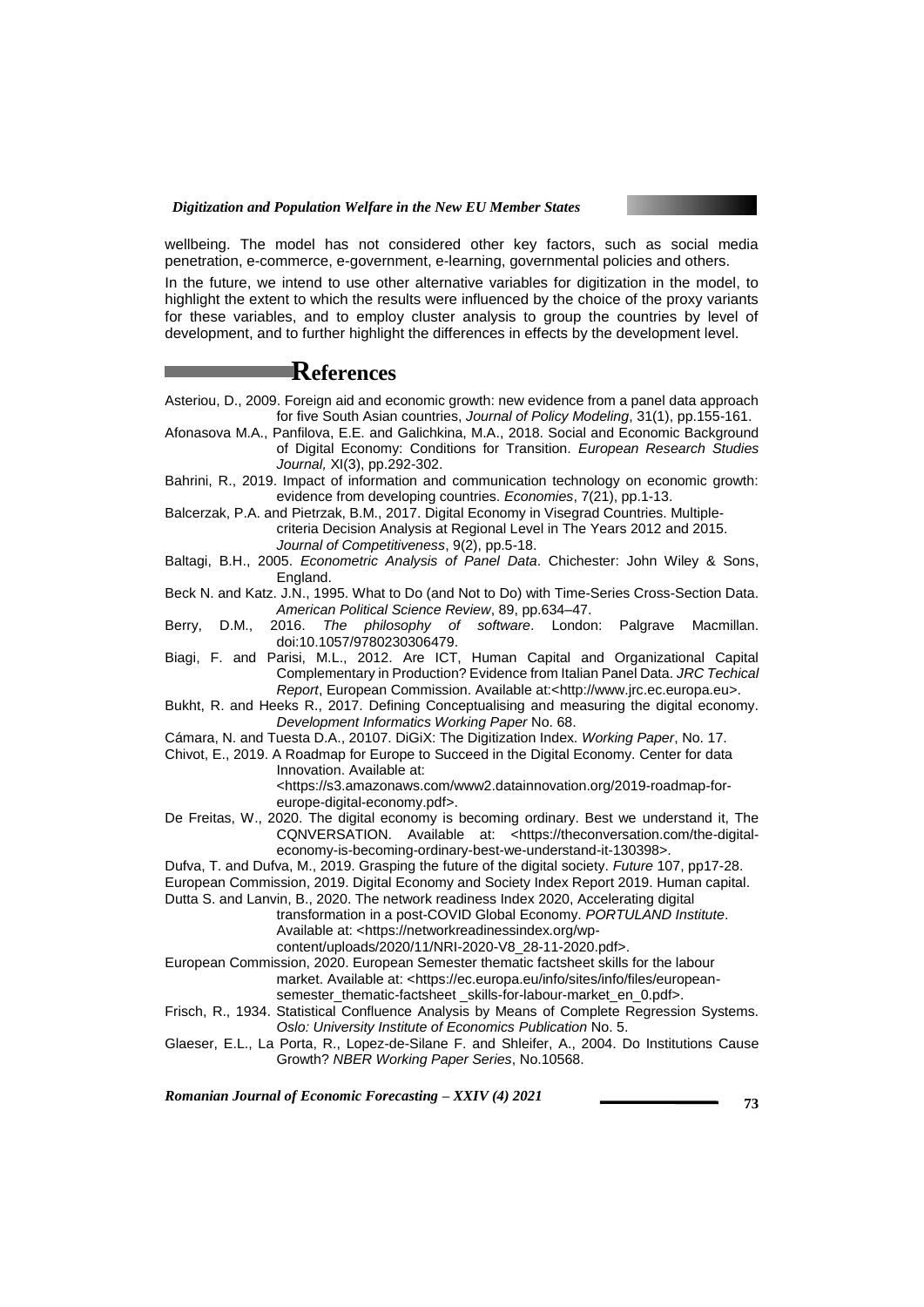wellbeing. The model has not considered other key factors, such as social media penetration, e-commerce, e-government, e-learning, governmental policies and others.

In the future, we intend to use other alternative variables for digitization in the model, to highlight the extent to which the results were influenced by the choice of the proxy variants for these variables, and to employ cluster analysis to group the countries by level of development, and to further highlight the differences in effects by the development level.

# References

Asteriou, D., 2009. Foreign aid and economic growth: new evidence from a panel data approach for five South Asian countries, *Journal of Policy Modeling*, 31(1), pp.155-161.

Afonasova M.A., Panfilova, E.E. and Galichkina, M.A., 2018. Social and Economic Background of Digital Economy: Conditions for Transition. *European Research Studies Journal,* XI(3), pp.292-302.

Bahrini, R., 2019. Impact of information and communication technology on economic growth: evidence from developing countries. *Economies*, 7(21), pp.1-13.

Balcerzak, P.A. and Pietrzak, B.M., 2017. Digital Economy in Visegrad Countries. Multiple-criteria Decision Analysis at Regional Level in The Years 2012 and 2015. *Journal of Competitiveness*, 9(2), pp.5-18.

Baltagi, B.H., 2005. *Econometric Analysis of Panel Data*. Chichester: John Wiley & Sons, England.

Beck N. and Katz. J.N., 1995. What to Do (and Not to Do) with Time-Series Cross-Section Data. *American Political Science Review*, 89, pp.634–47.

Berry, D.M., 2016. *The philosophy of software*. London: Palgrave Macmillan. doi:10.1057/9780230306479.

Biagi, F. and Parisi, M.L., 2012. Are ICT, Human Capital and Organizational Capital Complementary in Production? Evidence from Italian Panel Data. *JRC Techical Report*, European Commission. Available at:<http://www.jrc.ec.europa.eu>.

Bukht, R. and Heeks R., 2017. Defining Conceptualising and measuring the digital economy. *Development Informatics Working Paper* No. 68.

Cámara, N. and Tuesta D.A., 20107. DiGiX: The Digitization Index. *Working Paper*, No. 17.

Chivot, E., 2019. A Roadmap for Europe to Succeed in the Digital Economy. Center for data Innovation. Available at: <https://s3.amazonaws.com/www2.datainnovation.org/2019-roadmap-for-europe-digital-economy.pdf>.

De Freitas, W., 2020. The digital economy is becoming ordinary. Best we understand it, The CQNVERSATION. Available at: <https://theconversation.com/the-digital-economy-is-becoming-ordinary-best-we-understand-it-130398>.

Dufva, T. and Dufva, M., 2019. Grasping the future of the digital society. *Future* 107, pp17-28.

European Commission, 2019. Digital Economy and Society Index Report 2019. Human capital.

Dutta S. and Lanvin, B., 2020. The network readiness Index 2020, Accelerating digital transformation in a post-COVID Global Economy. *PORTULAND Institute*. Available at: <https://networkreadinessindex.org/wp-content/uploads/2020/11/NRI-2020-V8_28-11-2020.pdf>.

European Commission, 2020. European Semester thematic factsheet skills for the labour market. Available at: <https://ec.europa.eu/info/sites/info/files/european-semester_thematic-factsheet _skills-for-labour-market_en_0.pdf>.

Frisch, R., 1934. Statistical Confluence Analysis by Means of Complete Regression Systems. *Oslo: University Institute of Economics Publication* No. 5.

Glaeser, E.L., La Porta, R., Lopez-de-Silane F. and Shleifer, A., 2004. Do Institutions Cause Growth? *NBER Working Paper Series*, No.10568.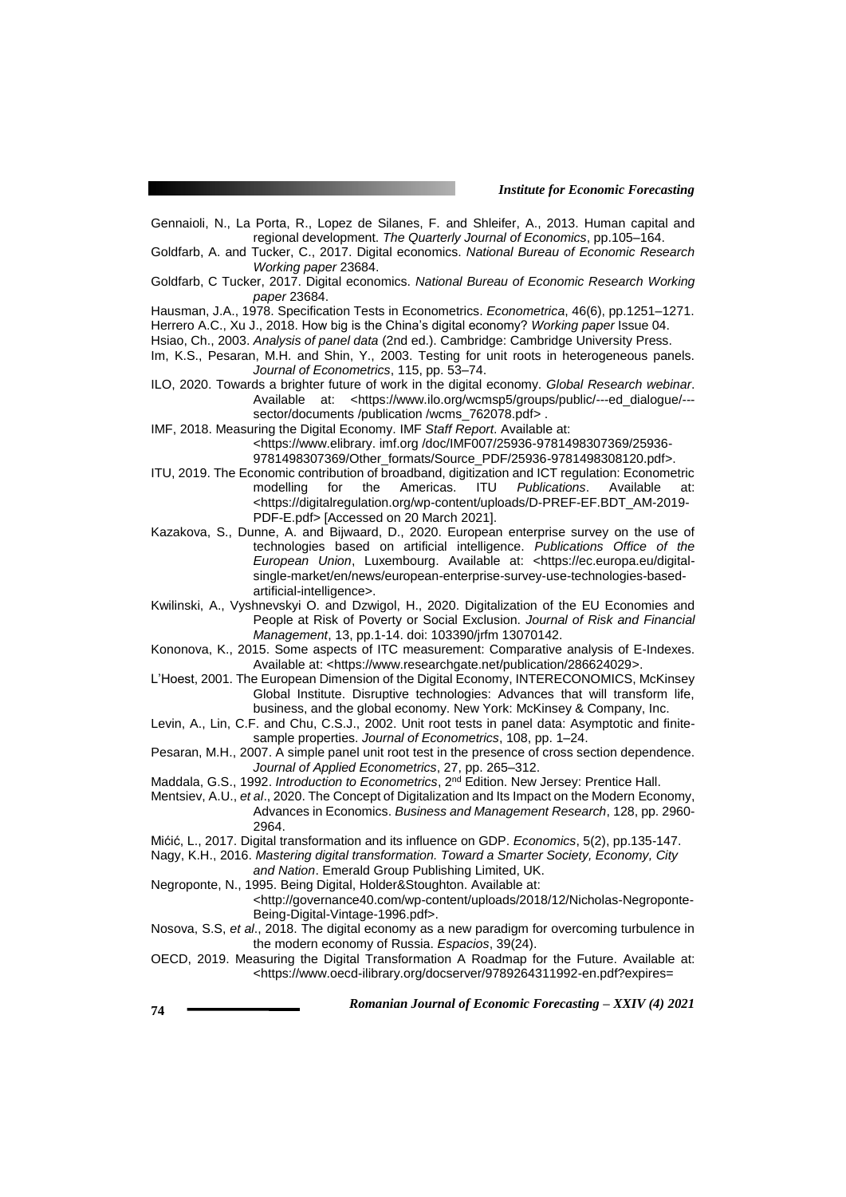Gennaioli, N., La Porta, R., Lopez de Silanes, F. and Shleifer, A., 2013. Human capital and regional development. *The Quarterly Journal of Economics*, pp.105–164.

Goldfarb, A. and Tucker, C., 2017. Digital economics. *National Bureau of Economic Research Working paper* 23684.

Goldfarb, C Tucker, 2017. Digital economics. *National Bureau of Economic Research Working paper* 23684.

Hausman, J.A., 1978. Specification Tests in Econometrics. *Econometrica*, 46(6), pp.1251–1271.

Herrero A.C., Xu J., 2018. How big is the China's digital economy? *Working paper* Issue 04.

Hsiao, Ch., 2003. *Analysis of panel data* (2nd ed.). Cambridge: Cambridge University Press.

Im, K.S., Pesaran, M.H. and Shin, Y., 2003. Testing for unit roots in heterogeneous panels. *Journal of Econometrics*, 115, pp. 53–74.

ILO, 2020. Towards a brighter future of work in the digital economy. *Global Research webinar*. Available at: <https://www.ilo.org/wcmsp5/groups/public/---ed_dialogue/---sector/documents /publication /wcms_762078.pdf> .

IMF, 2018. Measuring the Digital Economy. IMF *Staff Report*. Available at: <https://www.elibrary. imf.org /doc/IMF007/25936-9781498307369/25936-9781498307369/Other_formats/Source_PDF/25936-9781498308120.pdf>.

ITU, 2019. The Economic contribution of broadband, digitization and ICT regulation: Econometric modelling for the Americas. ITU *Publications*. Available at: <https://digitalregulation.org/wp-content/uploads/D-PREF-EF.BDT_AM-2019-PDF-E.pdf> [Accessed on 20 March 2021].

Kazakova, S., Dunne, A. and Bijwaard, D., 2020. European enterprise survey on the use of technologies based on artificial intelligence. *Publications Office of the European Union*, Luxembourg. Available at: <https://ec.europa.eu/digital-single-market/en/news/european-enterprise-survey-use-technologies-based-artificial-intelligence>.

Kwilinski, A., Vyshnevskyi O. and Dzwigol, H., 2020. Digitalization of the EU Economies and People at Risk of Poverty or Social Exclusion. *Journal of Risk and Financial Management*, 13, pp.1-14. doi: 103390/jrfm 13070142.

Kononova, K., 2015. Some aspects of ITC measurement: Comparative analysis of E-Indexes. Available at: <https://www.researchgate.net/publication/286624029>.

L'Hoest, 2001. The European Dimension of the Digital Economy, INTERECONOMICS, McKinsey Global Institute. Disruptive technologies: Advances that will transform life, business, and the global economy. New York: McKinsey & Company, Inc.

Levin, A., Lin, C.F. and Chu, C.S.J., 2002. Unit root tests in panel data: Asymptotic and finite-sample properties. *Journal of Econometrics*, 108, pp. 1–24.

Pesaran, M.H., 2007. A simple panel unit root test in the presence of cross section dependence. *Journal of Applied Econometrics*, 27, pp. 265–312.

Maddala, G.S., 1992. *Introduction to Econometrics*, 2nd Edition. New Jersey: Prentice Hall.

Mentsiev, A.U., *et al*., 2020. The Concept of Digitalization and Its Impact on the Modern Economy, Advances in Economics. *Business and Management Research*, 128, pp. 2960-2964.

Mićić, L., 2017. Digital transformation and its influence on GDP. *Economics*, 5(2), pp.135-147.

Nagy, K.H., 2016. *Mastering digital transformation. Toward a Smarter Society, Economy, City and Nation*. Emerald Group Publishing Limited, UK.

Negroponte, N., 1995. Being Digital, Holder&Stoughton. Available at: <http://governance40.com/wp-content/uploads/2018/12/Nicholas-Negroponte-Being-Digital-Vintage-1996.pdf>.

Nosova, S.S, *et al*., 2018. The digital economy as a new paradigm for overcoming turbulence in the modern economy of Russia. *Espacios*, 39(24).

OECD, 2019. Measuring the Digital Transformation A Roadmap for the Future. Available at: <https://www.oecd-ilibrary.org/docserver/9789264311992-en.pdf?expires=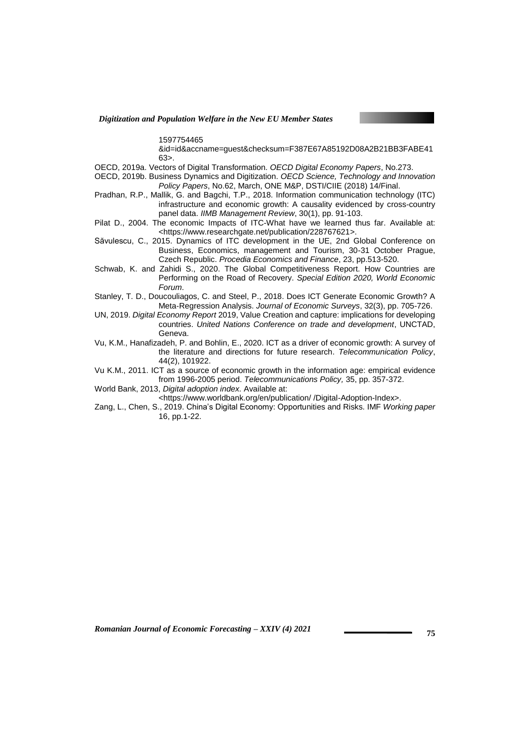1597754465
&id=id&accname=guest&checksum=F387E67A85192D08A2B21BB3FABE41 63>.

OECD, 2019a. Vectors of Digital Transformation. *OECD Digital Economy Papers*, No.273.

OECD, 2019b. Business Dynamics and Digitization. *OECD Science, Technology and Innovation Policy Papers*, No.62, March, ONE M&P, DSTI/CIIE (2018) 14/Final.

Pradhan, R.P., Mallik, G. and Bagchi, T.P., 2018. Information communication technology (ITC) infrastructure and economic growth: A causality evidenced by cross-country panel data. *IIMB Management Review*, 30(1), pp. 91-103.

Pilat D., 2004. The economic Impacts of ITC-What have we learned thus far. Available at: <https://www.researchgate.net/publication/228767621>.

Săvulescu, C., 2015. Dynamics of ITC development in the UE, 2nd Global Conference on Business, Economics, management and Tourism, 30-31 October Prague, Czech Republic. *Procedia Economics and Finance*, 23, pp.513-520.

Schwab, K. and Zahidi S., 2020. The Global Competitiveness Report. How Countries are Performing on the Road of Recovery. *Special Edition 2020, World Economic Forum*.

Stanley, T. D., Doucouliagos, C. and Steel, P., 2018. Does ICT Generate Economic Growth? A Meta-Regression Analysis. *Journal of Economic Surveys*, 32(3), pp. 705-726.

UN, 2019. *Digital Economy Report* 2019, Value Creation and capture: implications for developing countries. *United Nations Conference on trade and development*, UNCTAD, Geneva.

Vu, K.M., Hanafizadeh, P. and Bohlin, E., 2020. ICT as a driver of economic growth: A survey of the literature and directions for future research. *Telecommunication Policy*, 44(2), 101922.

Vu K.M., 2011. ICT as a source of economic growth in the information age: empirical evidence from 1996-2005 period. *Telecommunications Policy,* 35, pp. 357-372.

World Bank, 2013, *Digital adoption index.* Available at: <https://www.worldbank.org/en/publication/ /Digital-Adoption-Index>.

Zang, L., Chen, S., 2019. China's Digital Economy: Opportunities and Risks. IMF *Working paper* 16, pp.1-22.